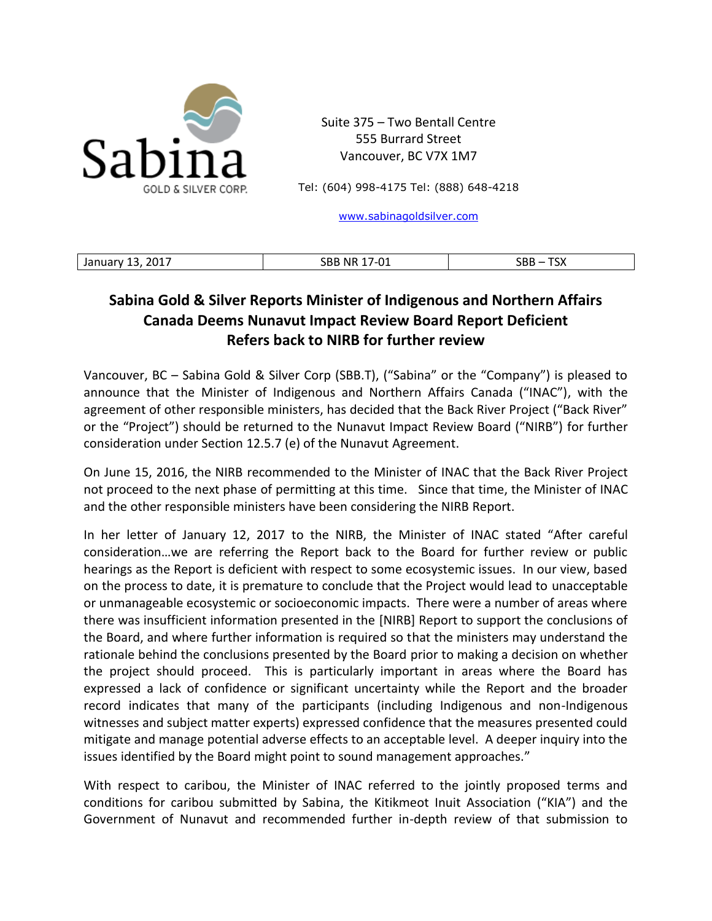Sabina GOLD & SILVER CORP.

Suite 375 – Two Bentall Centre
555 Burrard Street
Vancouver, BC V7X 1M7

Tel: (604) 998-4175 Tel: (888) 648-4218

www.sabinagoldsilver.com

| January 13, 2017 | SBB NR 17-01 | SBB – TSX |
|---|---|---|

# Sabina Gold & Silver Reports Minister of Indigenous and Northern Affairs Canada Deems Nunavut Impact Review Board Report Deficient Refers back to NIRB for further review

Vancouver, BC – Sabina Gold & Silver Corp (SBB.T), ("Sabina" or the "Company") is pleased to announce that the Minister of Indigenous and Northern Affairs Canada ("INAC"), with the agreement of other responsible ministers, has decided that the Back River Project ("Back River" or the "Project") should be returned to the Nunavut Impact Review Board ("NIRB") for further consideration under Section 12.5.7 (e) of the Nunavut Agreement.

On June 15, 2016, the NIRB recommended to the Minister of INAC that the Back River Project not proceed to the next phase of permitting at this time. Since that time, the Minister of INAC and the other responsible ministers have been considering the NIRB Report.

In her letter of January 12, 2017 to the NIRB, the Minister of INAC stated "After careful consideration…we are referring the Report back to the Board for further review or public hearings as the Report is deficient with respect to some ecosystemic issues. In our view, based on the process to date, it is premature to conclude that the Project would lead to unacceptable or unmanageable ecosystemic or socioeconomic impacts. There were a number of areas where there was insufficient information presented in the [NIRB] Report to support the conclusions of the Board, and where further information is required so that the ministers may understand the rationale behind the conclusions presented by the Board prior to making a decision on whether the project should proceed. This is particularly important in areas where the Board has expressed a lack of confidence or significant uncertainty while the Report and the broader record indicates that many of the participants (including Indigenous and non-Indigenous witnesses and subject matter experts) expressed confidence that the measures presented could mitigate and manage potential adverse effects to an acceptable level. A deeper inquiry into the issues identified by the Board might point to sound management approaches."

With respect to caribou, the Minister of INAC referred to the jointly proposed terms and conditions for caribou submitted by Sabina, the Kitikmeot Inuit Association ("KIA") and the Government of Nunavut and recommended further in-depth review of that submission to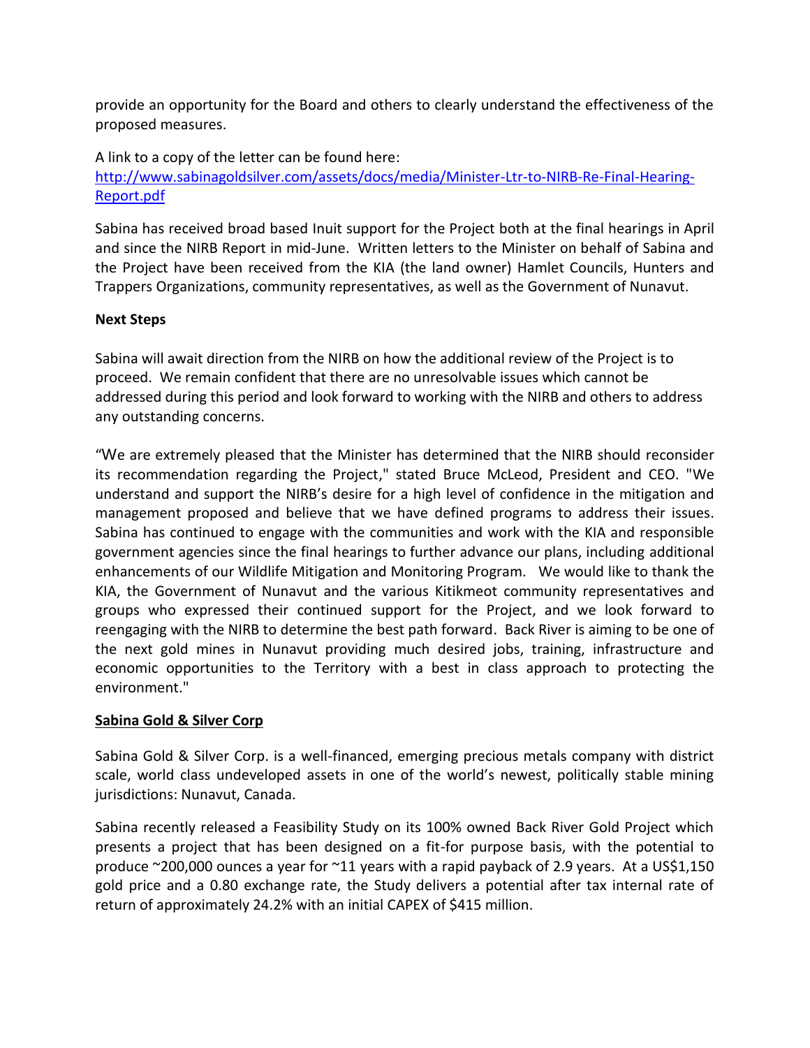provide an opportunity for the Board and others to clearly understand the effectiveness of the proposed measures.

A link to a copy of the letter can be found here:
[http://www.sabinagoldsilver.com/assets/docs/media/Minister-Ltr-to-NIRB-Re-Final-Hearing-Report.pdf](http://www.sabinagoldsilver.com/assets/docs/media/Minister-Ltr-to-NIRB-Re-Final-Hearing-Report.pdf)

Sabina has received broad based Inuit support for the Project both at the final hearings in April and since the NIRB Report in mid-June. Written letters to the Minister on behalf of Sabina and the Project have been received from the KIA (the land owner) Hamlet Councils, Hunters and Trappers Organizations, community representatives, as well as the Government of Nunavut.

**Next Steps**

Sabina will await direction from the NIRB on how the additional review of the Project is to proceed. We remain confident that there are no unresolvable issues which cannot be addressed during this period and look forward to working with the NIRB and others to address any outstanding concerns.

"We are extremely pleased that the Minister has determined that the NIRB should reconsider its recommendation regarding the Project," stated Bruce McLeod, President and CEO. "We understand and support the NIRB's desire for a high level of confidence in the mitigation and management proposed and believe that we have defined programs to address their issues. Sabina has continued to engage with the communities and work with the KIA and responsible government agencies since the final hearings to further advance our plans, including additional enhancements of our Wildlife Mitigation and Monitoring Program. We would like to thank the KIA, the Government of Nunavut and the various Kitikmeot community representatives and groups who expressed their continued support for the Project, and we look forward to reengaging with the NIRB to determine the best path forward. Back River is aiming to be one of the next gold mines in Nunavut providing much desired jobs, training, infrastructure and economic opportunities to the Territory with a best in class approach to protecting the environment."

**Sabina Gold & Silver Corp**

Sabina Gold & Silver Corp. is a well-financed, emerging precious metals company with district scale, world class undeveloped assets in one of the world's newest, politically stable mining jurisdictions: Nunavut, Canada.

Sabina recently released a Feasibility Study on its 100% owned Back River Gold Project which presents a project that has been designed on a fit-for purpose basis, with the potential to produce ~200,000 ounces a year for ~11 years with a rapid payback of 2.9 years. At a US$1,150 gold price and a 0.80 exchange rate, the Study delivers a potential after tax internal rate of return of approximately 24.2% with an initial CAPEX of $415 million.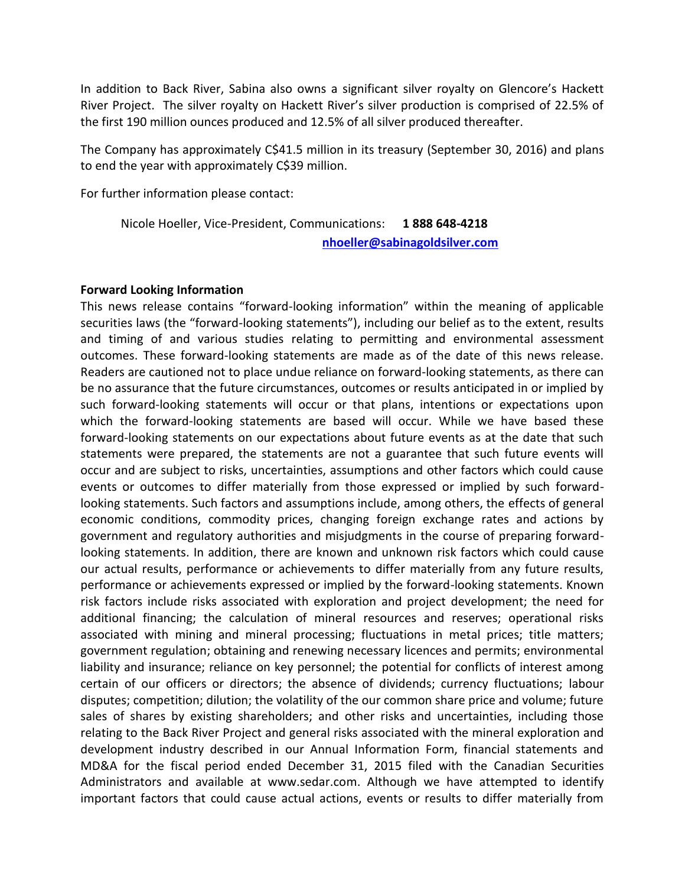In addition to Back River, Sabina also owns a significant silver royalty on Glencore's Hackett River Project. The silver royalty on Hackett River's silver production is comprised of 22.5% of the first 190 million ounces produced and 12.5% of all silver produced thereafter.

The Company has approximately C$41.5 million in its treasury (September 30, 2016) and plans to end the year with approximately C$39 million.

For further information please contact:

Nicole Hoeller, Vice-President, Communications: **1 888 648-4218**
**nhoeller@sabinagoldsilver.com**

**Forward Looking Information**

This news release contains "forward-looking information" within the meaning of applicable securities laws (the "forward-looking statements"), including our belief as to the extent, results and timing of and various studies relating to permitting and environmental assessment outcomes. These forward-looking statements are made as of the date of this news release. Readers are cautioned not to place undue reliance on forward-looking statements, as there can be no assurance that the future circumstances, outcomes or results anticipated in or implied by such forward-looking statements will occur or that plans, intentions or expectations upon which the forward-looking statements are based will occur. While we have based these forward-looking statements on our expectations about future events as at the date that such statements were prepared, the statements are not a guarantee that such future events will occur and are subject to risks, uncertainties, assumptions and other factors which could cause events or outcomes to differ materially from those expressed or implied by such forward-looking statements. Such factors and assumptions include, among others, the effects of general economic conditions, commodity prices, changing foreign exchange rates and actions by government and regulatory authorities and misjudgments in the course of preparing forward-looking statements. In addition, there are known and unknown risk factors which could cause our actual results, performance or achievements to differ materially from any future results, performance or achievements expressed or implied by the forward-looking statements. Known risk factors include risks associated with exploration and project development; the need for additional financing; the calculation of mineral resources and reserves; operational risks associated with mining and mineral processing; fluctuations in metal prices; title matters; government regulation; obtaining and renewing necessary licences and permits; environmental liability and insurance; reliance on key personnel; the potential for conflicts of interest among certain of our officers or directors; the absence of dividends; currency fluctuations; labour disputes; competition; dilution; the volatility of the our common share price and volume; future sales of shares by existing shareholders; and other risks and uncertainties, including those relating to the Back River Project and general risks associated with the mineral exploration and development industry described in our Annual Information Form, financial statements and MD&A for the fiscal period ended December 31, 2015 filed with the Canadian Securities Administrators and available at www.sedar.com. Although we have attempted to identify important factors that could cause actual actions, events or results to differ materially from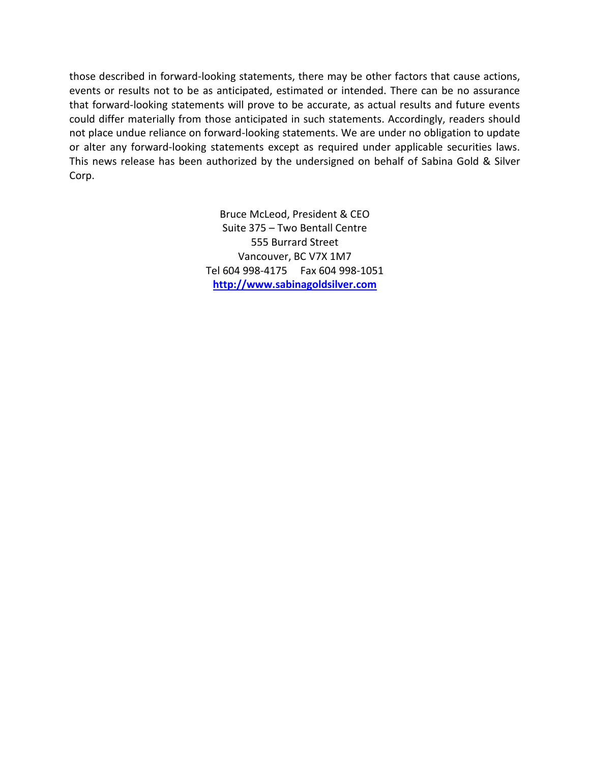those described in forward-looking statements, there may be other factors that cause actions, events or results not to be as anticipated, estimated or intended. There can be no assurance that forward-looking statements will prove to be accurate, as actual results and future events could differ materially from those anticipated in such statements. Accordingly, readers should not place undue reliance on forward-looking statements. We are under no obligation to update or alter any forward-looking statements except as required under applicable securities laws. This news release has been authorized by the undersigned on behalf of Sabina Gold & Silver Corp.

Bruce McLeod, President & CEO
Suite 375 – Two Bentall Centre
555 Burrard Street
Vancouver, BC V7X 1M7
Tel 604 998-4175 Fax 604 998-1051
**http://www.sabinagoldsilver.com**